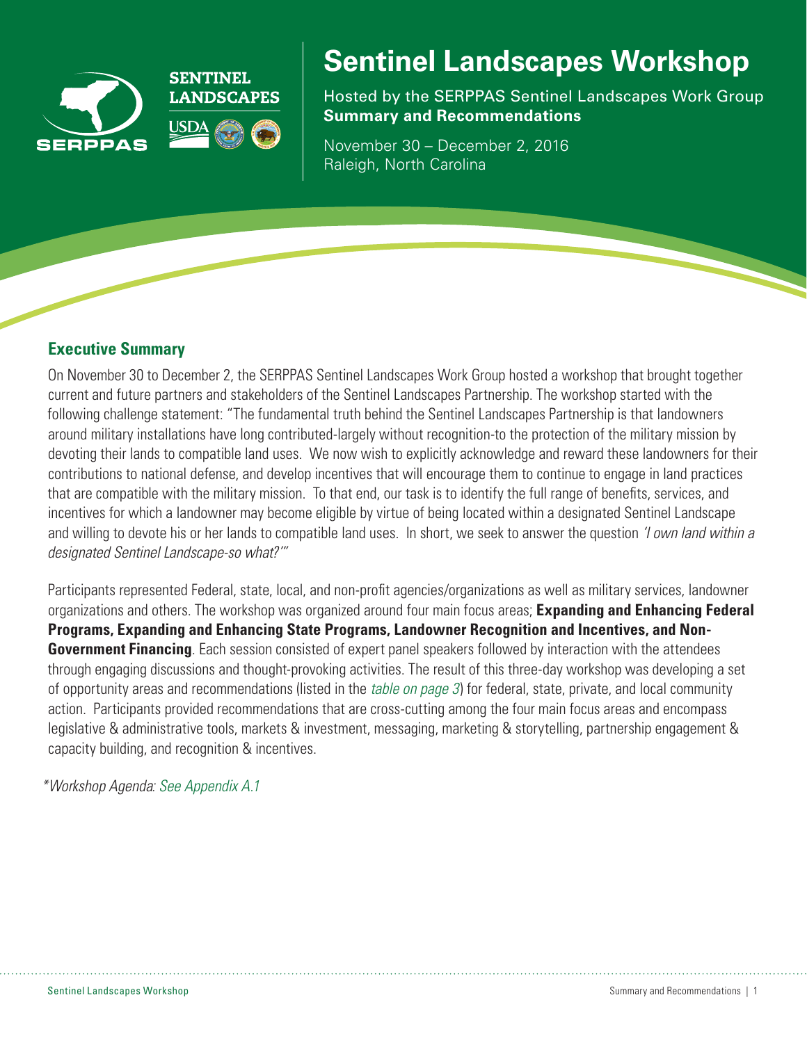# Sentinel Landscapes Workshop

Hosted by the SERPPAS Sentinel Landscapes Work Group
**Summary and Recommendations**

November 30 – December 2, 2016
Raleigh, North Carolina

## Executive Summary

On November 30 to December 2, the SERPPAS Sentinel Landscapes Work Group hosted a workshop that brought together current and future partners and stakeholders of the Sentinel Landscapes Partnership. The workshop started with the following challenge statement: "The fundamental truth behind the Sentinel Landscapes Partnership is that landowners around military installations have long contributed-largely without recognition-to the protection of the military mission by devoting their lands to compatible land uses. We now wish to explicitly acknowledge and reward these landowners for their contributions to national defense, and develop incentives that will encourage them to continue to engage in land practices that are compatible with the military mission. To that end, our task is to identify the full range of benefits, services, and incentives for which a landowner may become eligible by virtue of being located within a designated Sentinel Landscape and willing to devote his or her lands to compatible land uses. In short, we seek to answer the question *'I own land within a designated Sentinel Landscape-so what?'*"

Participants represented Federal, state, local, and non-profit agencies/organizations as well as military services, landowner organizations and others. The workshop was organized around four main focus areas; **Expanding and Enhancing Federal Programs, Expanding and Enhancing State Programs, Landowner Recognition and Incentives, and Non-Government Financing**. Each session consisted of expert panel speakers followed by interaction with the attendees through engaging discussions and thought-provoking activities. The result of this three-day workshop was developing a set of opportunity areas and recommendations (listed in the *table on page 3*) for federal, state, private, and local community action. Participants provided recommendations that are cross-cutting among the four main focus areas and encompass legislative & administrative tools, markets & investment, messaging, marketing & storytelling, partnership engagement & capacity building, and recognition & incentives.

**Workshop Agenda: See Appendix A.1*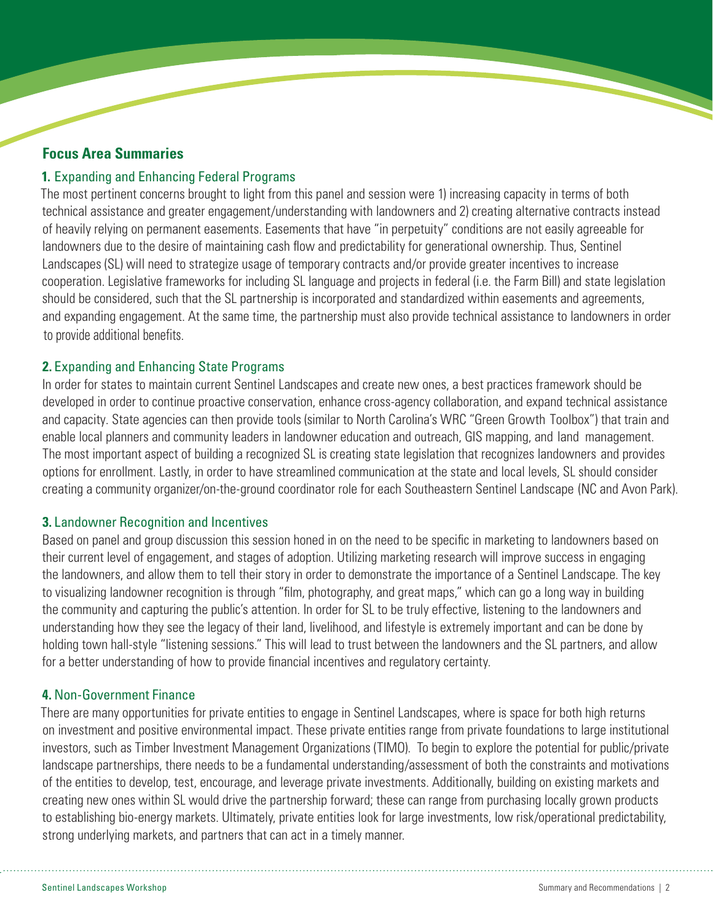## Focus Area Summaries

### **1.** Expanding and Enhancing Federal Programs

The most pertinent concerns brought to light from this panel and session were 1) increasing capacity in terms of both technical assistance and greater engagement/understanding with landowners and 2) creating alternative contracts instead of heavily relying on permanent easements. Easements that have "in perpetuity" conditions are not easily agreeable for landowners due to the desire of maintaining cash flow and predictability for generational ownership. Thus, Sentinel Landscapes (SL) will need to strategize usage of temporary contracts and/or provide greater incentives to increase cooperation. Legislative frameworks for including SL language and projects in federal (i.e. the Farm Bill) and state legislation should be considered, such that the SL partnership is incorporated and standardized within easements and agreements, and expanding engagement. At the same time, the partnership must also provide technical assistance to landowners in order to provide additional benefits.

### **2.** Expanding and Enhancing State Programs

In order for states to maintain current Sentinel Landscapes and create new ones, a best practices framework should be developed in order to continue proactive conservation, enhance cross-agency collaboration, and expand technical assistance and capacity. State agencies can then provide tools (similar to North Carolina's WRC "Green Growth Toolbox") that train and enable local planners and community leaders in landowner education and outreach, GIS mapping, and land management. The most important aspect of building a recognized SL is creating state legislation that recognizes landowners and provides options for enrollment. Lastly, in order to have streamlined communication at the state and local levels, SL should consider creating a community organizer/on-the-ground coordinator role for each Southeastern Sentinel Landscape (NC and Avon Park).

### **3.** Landowner Recognition and Incentives

Based on panel and group discussion this session honed in on the need to be specific in marketing to landowners based on their current level of engagement, and stages of adoption. Utilizing marketing research will improve success in engaging the landowners, and allow them to tell their story in order to demonstrate the importance of a Sentinel Landscape. The key to visualizing landowner recognition is through "film, photography, and great maps," which can go a long way in building the community and capturing the public's attention. In order for SL to be truly effective, listening to the landowners and understanding how they see the legacy of their land, livelihood, and lifestyle is extremely important and can be done by holding town hall-style "listening sessions." This will lead to trust between the landowners and the SL partners, and allow for a better understanding of how to provide financial incentives and regulatory certainty.

### **4.** Non-Government Finance

There are many opportunities for private entities to engage in Sentinel Landscapes, where is space for both high returns on investment and positive environmental impact. These private entities range from private foundations to large institutional investors, such as Timber Investment Management Organizations (TIMO). To begin to explore the potential for public/private landscape partnerships, there needs to be a fundamental understanding/assessment of both the constraints and motivations of the entities to develop, test, encourage, and leverage private investments. Additionally, building on existing markets and creating new ones within SL would drive the partnership forward; these can range from purchasing locally grown products to establishing bio-energy markets. Ultimately, private entities look for large investments, low risk/operational predictability, strong underlying markets, and partners that can act in a timely manner.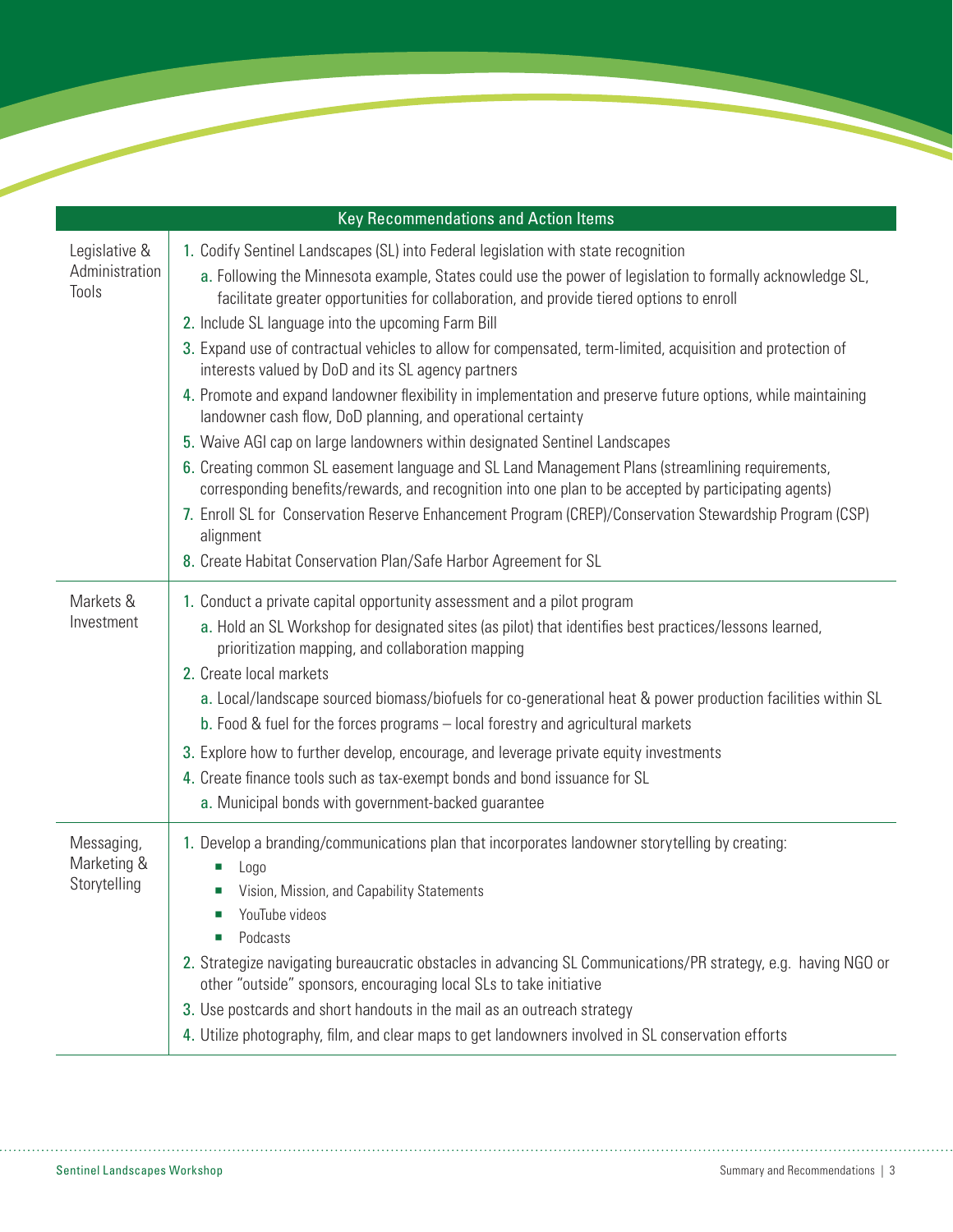| Key Recommendations and Action Items | |
|---|---|
| Legislative & Administration Tools | 1. Codify Sentinel Landscapes (SL) into Federal legislation with state recognition<br>a. Following the Minnesota example, States could use the power of legislation to formally acknowledge SL, facilitate greater opportunities for collaboration, and provide tiered options to enroll<br>2. Include SL language into the upcoming Farm Bill<br>3. Expand use of contractual vehicles to allow for compensated, term-limited, acquisition and protection of interests valued by DoD and its SL agency partners<br>4. Promote and expand landowner flexibility in implementation and preserve future options, while maintaining landowner cash flow, DoD planning, and operational certainty<br>5. Waive AGI cap on large landowners within designated Sentinel Landscapes<br>6. Creating common SL easement language and SL Land Management Plans (streamlining requirements, corresponding benefits/rewards, and recognition into one plan to be accepted by participating agents)<br>7. Enroll SL for Conservation Reserve Enhancement Program (CREP)/Conservation Stewardship Program (CSP) alignment<br>8. Create Habitat Conservation Plan/Safe Harbor Agreement for SL |
| Markets & Investment | 1. Conduct a private capital opportunity assessment and a pilot program<br>a. Hold an SL Workshop for designated sites (as pilot) that identifies best practices/lessons learned, prioritization mapping, and collaboration mapping<br>2. Create local markets<br>a. Local/landscape sourced biomass/biofuels for co-generational heat & power production facilities within SL<br>b. Food & fuel for the forces programs – local forestry and agricultural markets<br>3. Explore how to further develop, encourage, and leverage private equity investments<br>4. Create finance tools such as tax-exempt bonds and bond issuance for SL<br>a. Municipal bonds with government-backed guarantee |
| Messaging, Marketing & Storytelling | 1. Develop a branding/communications plan that incorporates landowner storytelling by creating:<br>▪ Logo<br>▪ Vision, Mission, and Capability Statements<br>▪ YouTube videos<br>▪ Podcasts<br>2. Strategize navigating bureaucratic obstacles in advancing SL Communications/PR strategy, e.g. having NGO or other "outside" sponsors, encouraging local SLs to take initiative<br>3. Use postcards and short handouts in the mail as an outreach strategy<br>4. Utilize photography, film, and clear maps to get landowners involved in SL conservation efforts |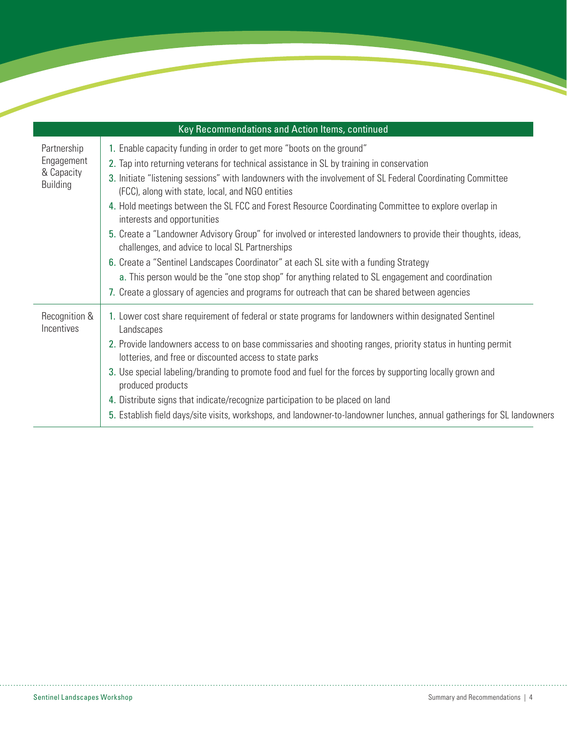| Key Recommendations and Action Items, continued | |
|---|---|
| Partnership Engagement & Capacity Building | 1. Enable capacity funding in order to get more "boots on the ground"<br>2. Tap into returning veterans for technical assistance in SL by training in conservation<br>3. Initiate "listening sessions" with landowners with the involvement of SL Federal Coordinating Committee (FCC), along with state, local, and NGO entities<br>4. Hold meetings between the SL FCC and Forest Resource Coordinating Committee to explore overlap in interests and opportunities<br>5. Create a "Landowner Advisory Group" for involved or interested landowners to provide their thoughts, ideas, challenges, and advice to local SL Partnerships<br>6. Create a "Sentinel Landscapes Coordinator" at each SL site with a funding Strategy<br>&nbsp;&nbsp;&nbsp;&nbsp;a. This person would be the "one stop shop" for anything related to SL engagement and coordination<br>7. Create a glossary of agencies and programs for outreach that can be shared between agencies |
| Recognition & Incentives | 1. Lower cost share requirement of federal or state programs for landowners within designated Sentinel Landscapes<br>2. Provide landowners access to on base commissaries and shooting ranges, priority status in hunting permit lotteries, and free or discounted access to state parks<br>3. Use special labeling/branding to promote food and fuel for the forces by supporting locally grown and produced products<br>4. Distribute signs that indicate/recognize participation to be placed on land<br>5. Establish field days/site visits, workshops, and landowner-to-landowner lunches, annual gatherings for SL landowners |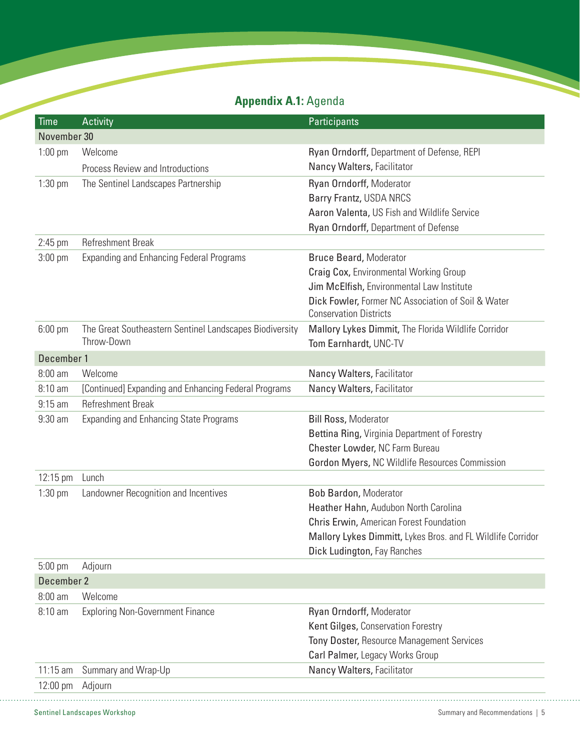## **Appendix A.1:** Agenda

| Time | Activity | Participants |
|---|---|---|
| November 30 | | |
| 1:00 pm | Welcome | **Ryan Orndorff,** Department of Defense, REPI |
| | Process Review and Introductions | **Nancy Walters,** Facilitator |
| 1:30 pm | The Sentinel Landscapes Partnership | **Ryan Orndorff,** Moderator<br>**Barry Frantz,** USDA NRCS<br>**Aaron Valenta,** US Fish and Wildlife Service<br>**Ryan Orndorff,** Department of Defense |
| 2:45 pm | Refreshment Break | |
| 3:00 pm | Expanding and Enhancing Federal Programs | **Bruce Beard,** Moderator<br>**Craig Cox,** Environmental Working Group<br>**Jim McElfish,** Environmental Law Institute<br>**Dick Fowler,** Former NC Association of Soil & Water Conservation Districts |
| 6:00 pm | The Great Southeastern Sentinel Landscapes Biodiversity Throw-Down | **Mallory Lykes Dimmit,** The Florida Wildlife Corridor<br>**Tom Earnhardt,** UNC-TV |
| December 1 | | |
| 8:00 am | Welcome | **Nancy Walters,** Facilitator |
| 8:10 am | [Continued] Expanding and Enhancing Federal Programs | **Nancy Walters,** Facilitator |
| 9:15 am | Refreshment Break | |
| 9:30 am | Expanding and Enhancing State Programs | **Bill Ross,** Moderator<br>**Bettina Ring,** Virginia Department of Forestry<br>**Chester Lowder,** NC Farm Bureau<br>**Gordon Myers,** NC Wildlife Resources Commission |
| 12:15 pm | Lunch | |
| 1:30 pm | Landowner Recognition and Incentives | **Bob Bardon,** Moderator<br>**Heather Hahn,** Audubon North Carolina<br>**Chris Erwin,** American Forest Foundation<br>**Mallory Lykes Dimmitt,** Lykes Bros. and FL Wildlife Corridor<br>**Dick Ludington,** Fay Ranches |
| 5:00 pm | Adjourn | |
| December 2 | | |
| 8:00 am | Welcome | |
| 8:10 am | Exploring Non-Government Finance | **Ryan Orndorff,** Moderator<br>**Kent Gilges,** Conservation Forestry<br>**Tony Doster,** Resource Management Services<br>**Carl Palmer,** Legacy Works Group |
| 11:15 am | Summary and Wrap-Up | **Nancy Walters,** Facilitator |
| 12:00 pm | Adjourn | |